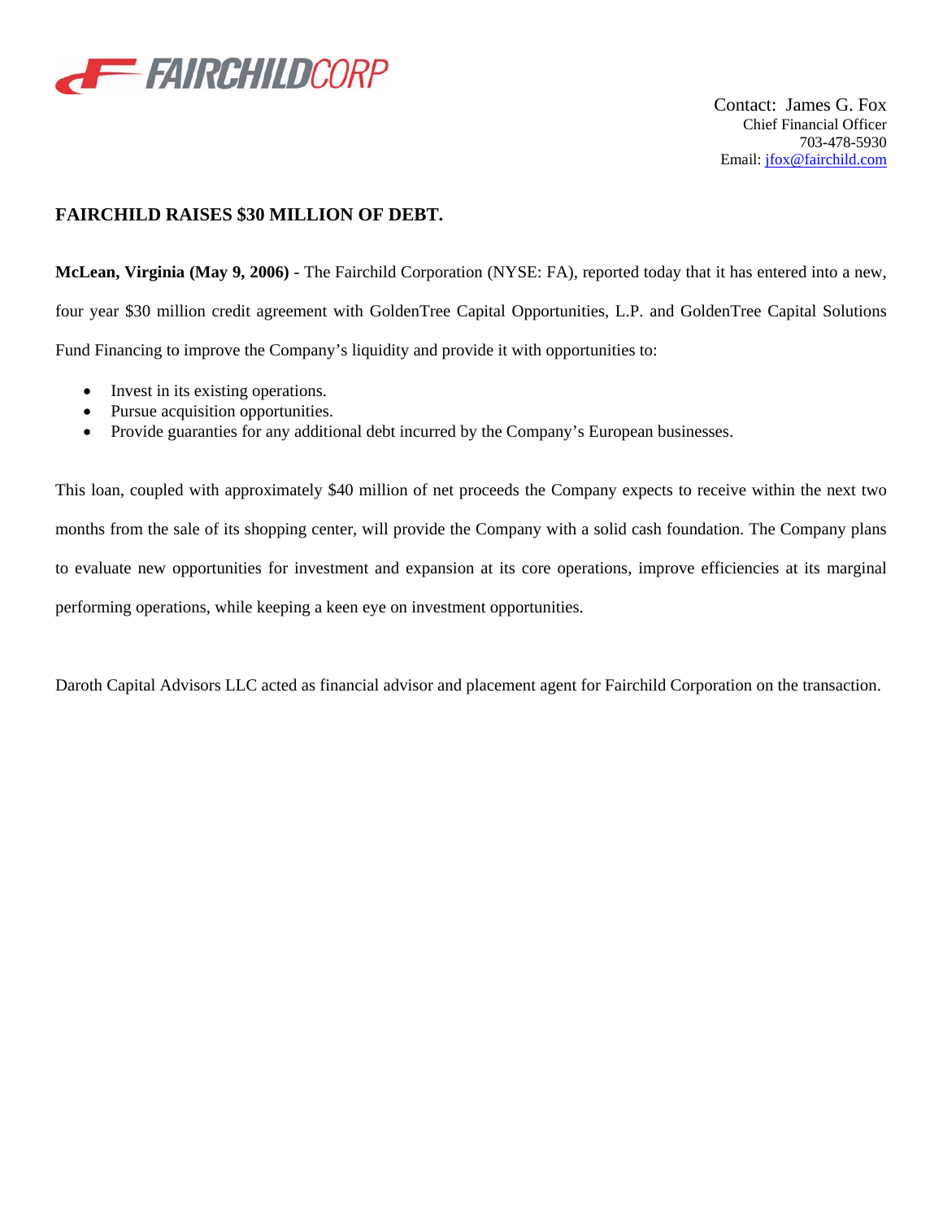FAIRCHILDCORP

Contact: James G. Fox
Chief Financial Officer
703-478-5930
Email: jfox@fairchild.com

## FAIRCHILD RAISES $30 MILLION OF DEBT.

**McLean, Virginia (May 9, 2006)** - The Fairchild Corporation (NYSE: FA), reported today that it has entered into a new, four year $30 million credit agreement with GoldenTree Capital Opportunities, L.P. and GoldenTree Capital Solutions Fund Financing to improve the Company's liquidity and provide it with opportunities to:

- Invest in its existing operations.
- Pursue acquisition opportunities.
- Provide guaranties for any additional debt incurred by the Company's European businesses.

This loan, coupled with approximately $40 million of net proceeds the Company expects to receive within the next two months from the sale of its shopping center, will provide the Company with a solid cash foundation. The Company plans to evaluate new opportunities for investment and expansion at its core operations, improve efficiencies at its marginal performing operations, while keeping a keen eye on investment opportunities.

Daroth Capital Advisors LLC acted as financial advisor and placement agent for Fairchild Corporation on the transaction.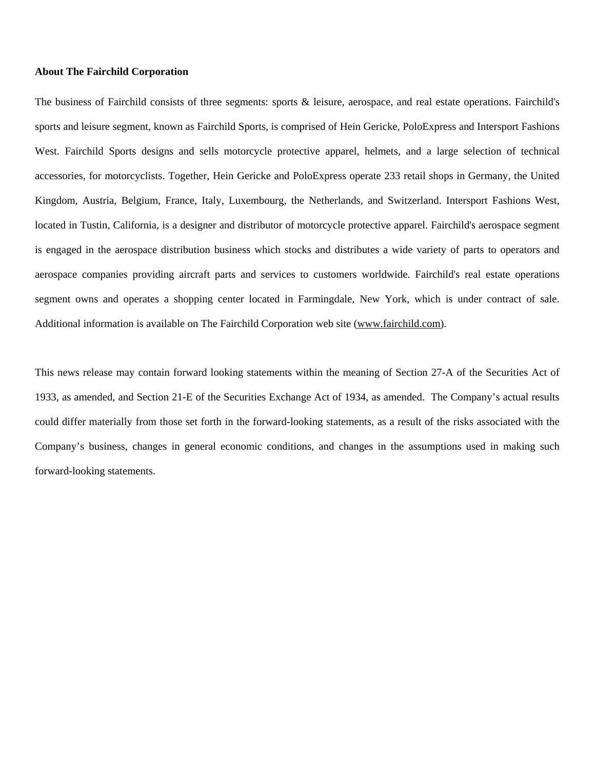**About The Fairchild Corporation**

The business of Fairchild consists of three segments: sports & leisure, aerospace, and real estate operations. Fairchild's sports and leisure segment, known as Fairchild Sports, is comprised of Hein Gericke, PoloExpress and Intersport Fashions West. Fairchild Sports designs and sells motorcycle protective apparel, helmets, and a large selection of technical accessories, for motorcyclists. Together, Hein Gericke and PoloExpress operate 233 retail shops in Germany, the United Kingdom, Austria, Belgium, France, Italy, Luxembourg, the Netherlands, and Switzerland. Intersport Fashions West, located in Tustin, California, is a designer and distributor of motorcycle protective apparel. Fairchild's aerospace segment is engaged in the aerospace distribution business which stocks and distributes a wide variety of parts to operators and aerospace companies providing aircraft parts and services to customers worldwide. Fairchild's real estate operations segment owns and operates a shopping center located in Farmingdale, New York, which is under contract of sale. Additional information is available on The Fairchild Corporation web site (www.fairchild.com).

This news release may contain forward looking statements within the meaning of Section 27-A of the Securities Act of 1933, as amended, and Section 21-E of the Securities Exchange Act of 1934, as amended. The Company's actual results could differ materially from those set forth in the forward-looking statements, as a result of the risks associated with the Company's business, changes in general economic conditions, and changes in the assumptions used in making such forward-looking statements.